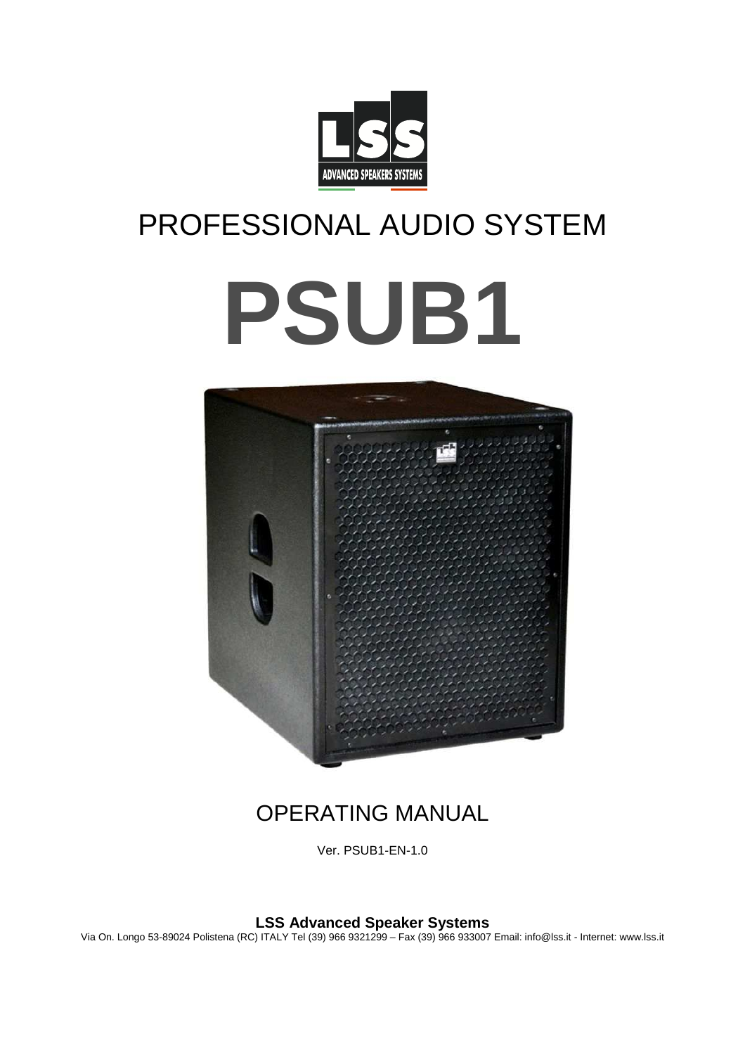# PROFESSIONAL AUDIO SYSTEM

# PSUB1

## OPERATING MANUAL

Ver. PSUB1-EN-1.0

**LSS Advanced Speaker Systems**

Via On. Longo 53-89024 Polistena (RC) ITALY Tel (39) 966 9321299 – Fax (39) 966 933007 Email: info@lss.it - Internet: www.lss.it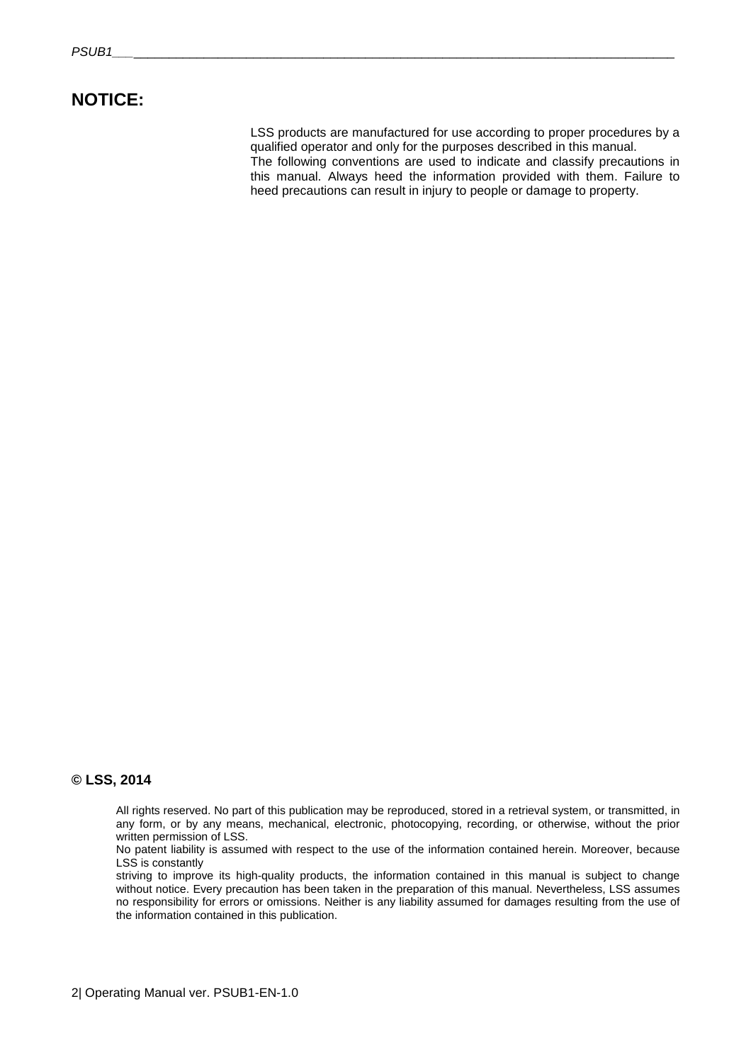## NOTICE:

LSS products are manufactured for use according to proper procedures by a qualified operator and only for the purposes described in this manual.
The following conventions are used to indicate and classify precautions in this manual. Always heed the information provided with them. Failure to heed precautions can result in injury to people or damage to property.

**© LSS, 2014**

All rights reserved. No part of this publication may be reproduced, stored in a retrieval system, or transmitted, in any form, or by any means, mechanical, electronic, photocopying, recording, or otherwise, without the prior written permission of LSS.
No patent liability is assumed with respect to the use of the information contained herein. Moreover, because LSS is constantly
striving to improve its high-quality products, the information contained in this manual is subject to change without notice. Every precaution has been taken in the preparation of this manual. Nevertheless, LSS assumes no responsibility for errors or omissions. Neither is any liability assumed for damages resulting from the use of the information contained in this publication.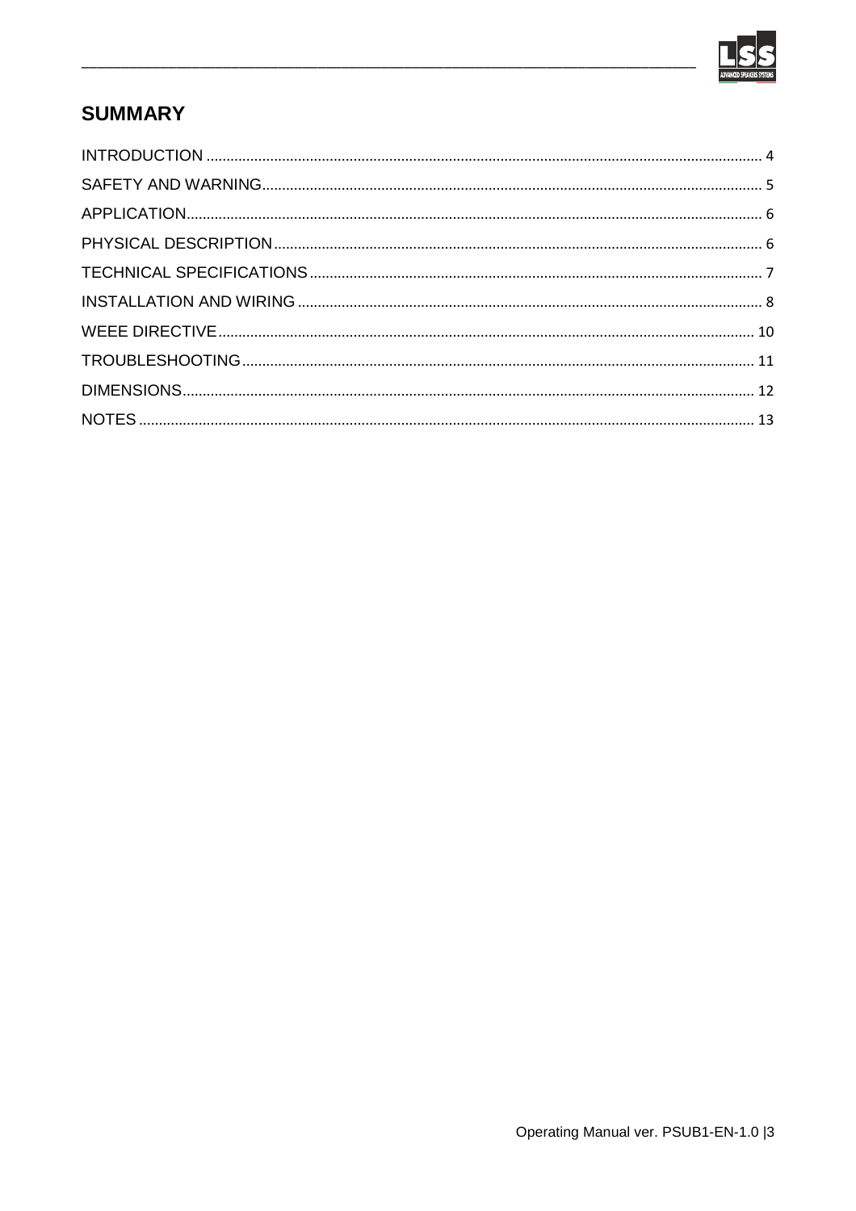## SUMMARY

INTRODUCTION ........................................................................ 4
SAFETY AND WARNING ........................................................................ 5
APPLICATION ........................................................................ 6
PHYSICAL DESCRIPTION ........................................................................ 6
TECHNICAL SPECIFICATIONS ........................................................................ 7
INSTALLATION AND WIRING ........................................................................ 8
WEEE DIRECTIVE ........................................................................ 10
TROUBLESHOOTING ........................................................................ 11
DIMENSIONS ........................................................................ 12
NOTES ........................................................................ 13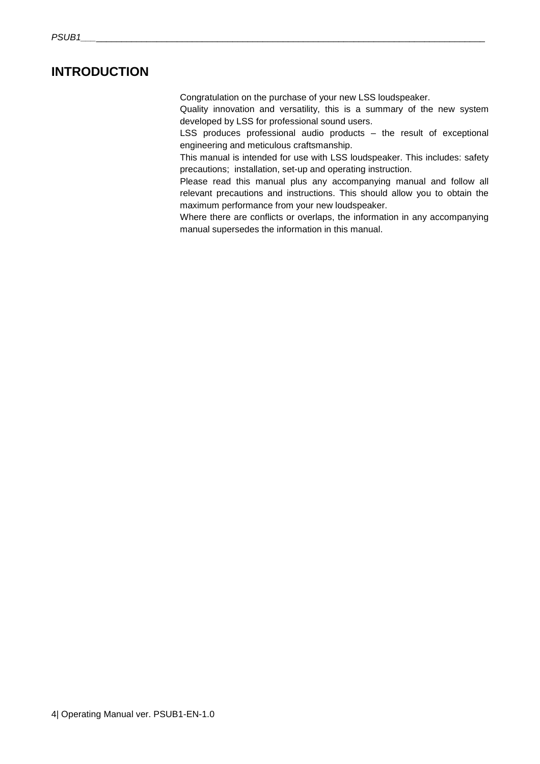# INTRODUCTION

Congratulation on the purchase of your new LSS loudspeaker.

Quality innovation and versatility, this is a summary of the new system developed by LSS for professional sound users.

LSS produces professional audio products – the result of exceptional engineering and meticulous craftsmanship.

This manual is intended for use with LSS loudspeaker. This includes: safety precautions; installation, set-up and operating instruction.

Please read this manual plus any accompanying manual and follow all relevant precautions and instructions. This should allow you to obtain the maximum performance from your new loudspeaker.

Where there are conflicts or overlaps, the information in any accompanying manual supersedes the information in this manual.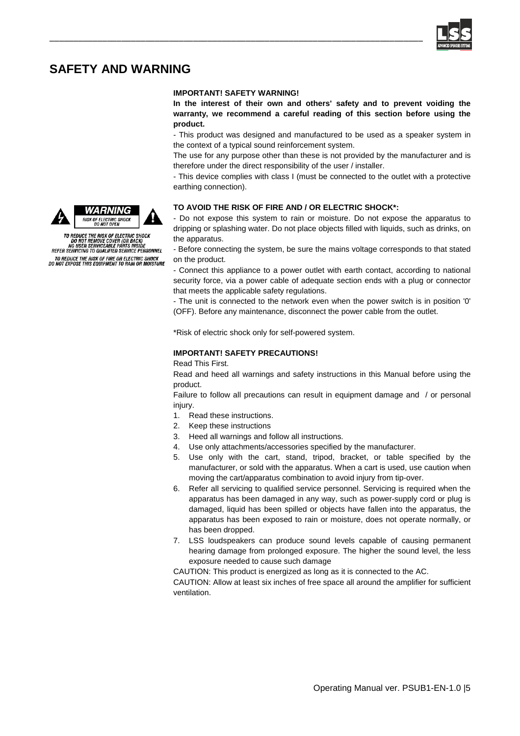# SAFETY AND WARNING

**IMPORTANT! SAFETY WARNING!**

**In the interest of their own and others' safety and to prevent voiding the warranty, we recommend a careful reading of this section before using the product.**

- This product was designed and manufactured to be used as a speaker system in the context of a typical sound reinforcement system.

The use for any purpose other than these is not provided by the manufacturer and is therefore under the direct responsibility of the user / installer.

- This device complies with class I (must be connected to the outlet with a protective earthing connection).

WARNING
RISK OF ELECTRIC SHOCK
DO NOT OPEN

TO REDUCE THE RISK OF ELECTRIC SHOCK
DO NOT REMOVE COVER (OR BACK)
NO USER SERVICEABLE PARTS INSIDE
REFER SERVICING TO QUALIFIED SERVICE PERSONNEL

TO REDUCE THE RISK OF FIRE OR ELECTRIC SHOCK
DO NOT EXPOSE THIS EQUIPMENT TO RAIN OR MOISTURE

**TO AVOID THE RISK OF FIRE AND / OR ELECTRIC SHOCK*:**

- Do not expose this system to rain or moisture. Do not expose the apparatus to dripping or splashing water. Do not place objects filled with liquids, such as drinks, on the apparatus.

- Before connecting the system, be sure the mains voltage corresponds to that stated on the product.

- Connect this appliance to a power outlet with earth contact, according to national security force, via a power cable of adequate section ends with a plug or connector that meets the applicable safety regulations.

- The unit is connected to the network even when the power switch is in position '0' (OFF). Before any maintenance, disconnect the power cable from the outlet.

*Risk of electric shock only for self-powered system.

**IMPORTANT! SAFETY PRECAUTIONS!**

Read This First.

Read and heed all warnings and safety instructions in this Manual before using the product.

Failure to follow all precautions can result in equipment damage and / or personal injury.

1. Read these instructions.
2. Keep these instructions
3. Heed all warnings and follow all instructions.
4. Use only attachments/accessories specified by the manufacturer.
5. Use only with the cart, stand, tripod, bracket, or table specified by the manufacturer, or sold with the apparatus. When a cart is used, use caution when moving the cart/apparatus combination to avoid injury from tip-over.
6. Refer all servicing to qualified service personnel. Servicing is required when the apparatus has been damaged in any way, such as power-supply cord or plug is damaged, liquid has been spilled or objects have fallen into the apparatus, the apparatus has been exposed to rain or moisture, does not operate normally, or has been dropped.
7. LSS loudspeakers can produce sound levels capable of causing permanent hearing damage from prolonged exposure. The higher the sound level, the less exposure needed to cause such damage

CAUTION: This product is energized as long as it is connected to the AC.

CAUTION: Allow at least six inches of free space all around the amplifier for sufficient ventilation.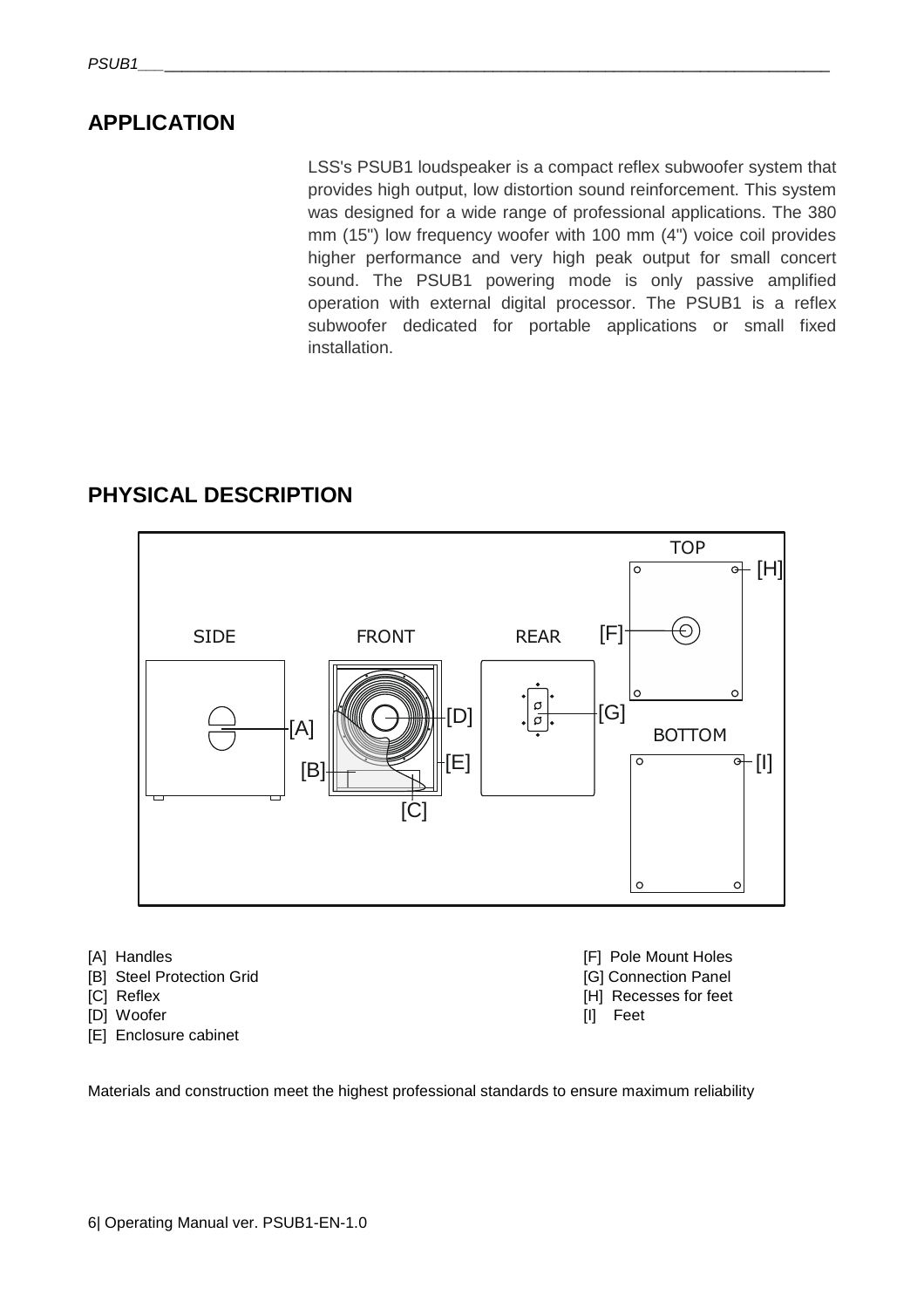## APPLICATION

LSS's PSUB1 loudspeaker is a compact reflex subwoofer system that provides high output, low distortion sound reinforcement. This system was designed for a wide range of professional applications. The 380 mm (15") low frequency woofer with 100 mm (4") voice coil provides higher performance and very high peak output for small concert sound. The PSUB1 powering mode is only passive amplified operation with external digital processor. The PSUB1 is a reflex subwoofer dedicated for portable applications or small fixed installation.

## PHYSICAL DESCRIPTION

- [A] Handles
- [B] Steel Protection Grid
- [C] Reflex
- [D] Woofer
- [E] Enclosure cabinet
- [F] Pole Mount Holes
- [G] Connection Panel
- [H] Recesses for feet
- [I] Feet

Materials and construction meet the highest professional standards to ensure maximum reliability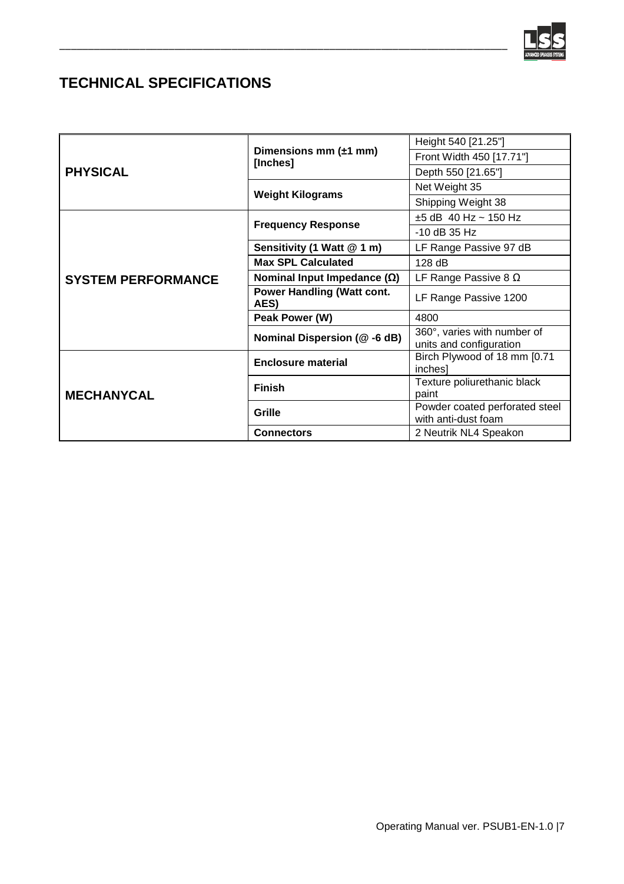## TECHNICAL SPECIFICATIONS

| | | |
|---|---|---|
| **PHYSICAL** | **Dimensions mm (±1 mm) [Inches]** | Height 540 [21.25"] |
| | | Front Width 450 [17.71"] |
| | | Depth 550 [21.65"] |
| | **Weight Kilograms** | Net Weight 35 |
| | | Shipping Weight 38 |
| **SYSTEM PERFORMANCE** | **Frequency Response** | ±5 dB 40 Hz ~ 150 Hz |
| | | -10 dB 35 Hz |
| | **Sensitivity (1 Watt @ 1 m)** | LF Range Passive 97 dB |
| | **Max SPL Calculated** | 128 dB |
| | **Nominal Input Impedance (Ω)** | LF Range Passive 8 Ω |
| | **Power Handling (Watt cont. AES)** | LF Range Passive 1200 |
| | **Peak Power (W)** | 4800 |
| | **Nominal Dispersion (@ -6 dB)** | 360°, varies with number of units and configuration |
| **MECHANYCAL** | **Enclosure material** | Birch Plywood of 18 mm [0.71 inches] |
| | **Finish** | Texture poliurethanic black paint |
| | **Grille** | Powder coated perforated steel with anti-dust foam |
| | **Connectors** | 2 Neutrik NL4 Speakon |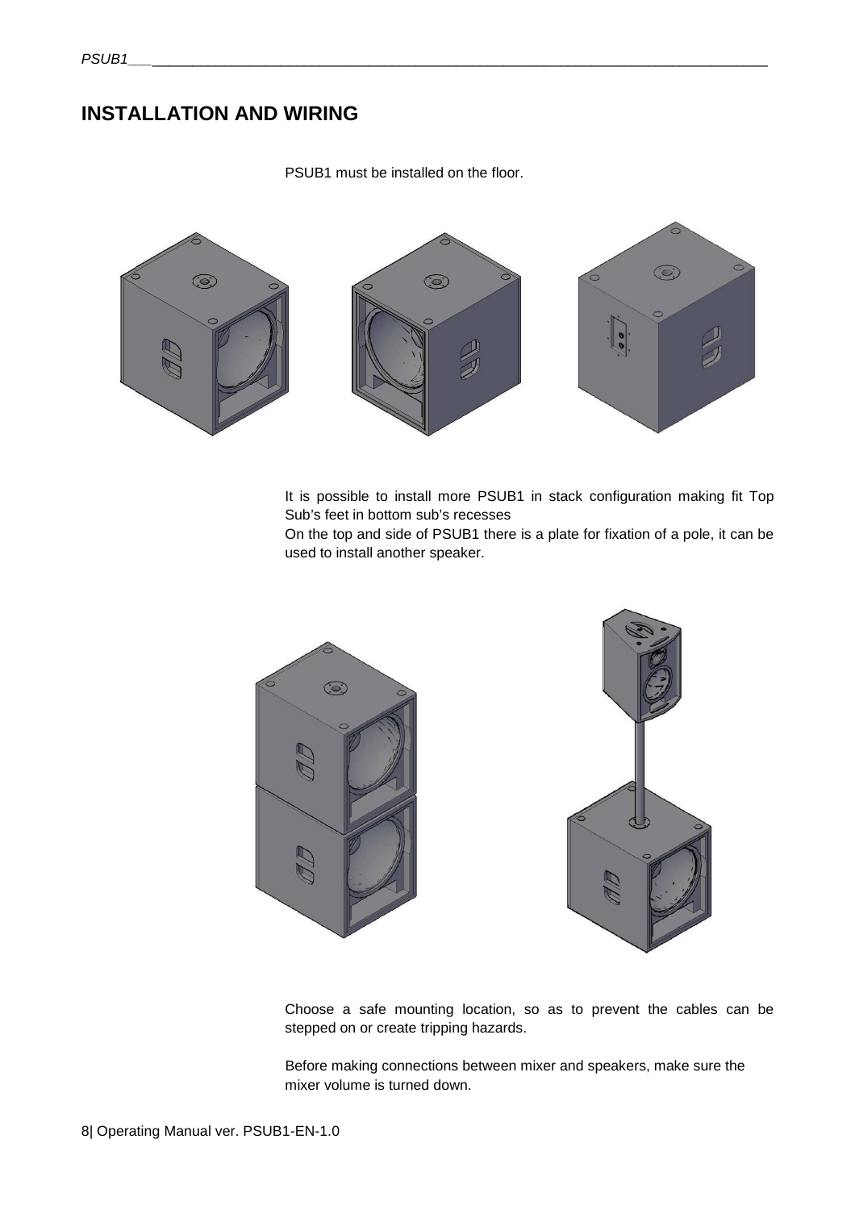# INSTALLATION AND WIRING

PSUB1 must be installed on the floor.

It is possible to install more PSUB1 in stack configuration making fit Top Sub's feet in bottom sub's recesses

On the top and side of PSUB1 there is a plate for fixation of a pole, it can be used to install another speaker.

Choose a safe mounting location, so as to prevent the cables can be stepped on or create tripping hazards.

Before making connections between mixer and speakers, make sure the mixer volume is turned down.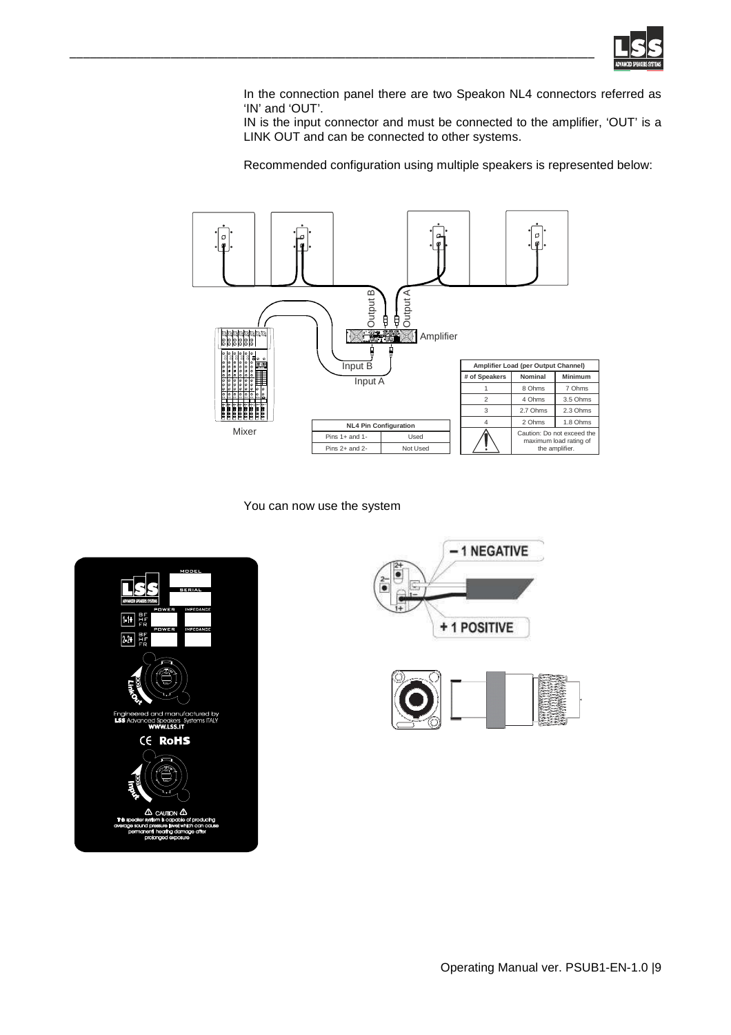In the connection panel there are two Speakon NL4 connectors referred as 'IN' and 'OUT'.

IN is the input connector and must be connected to the amplifier, 'OUT' is a LINK OUT and can be connected to other systems.

Recommended configuration using multiple speakers is represented below:

| NL4 Pin Configuration | |
|---|---|
| Pins 1+ and 1- | Used |
| Pins 2+ and 2- | Not Used |

| Amplifier Load (per Output Channel) | | |
|---|---|---|
| # of Speakers | Nominal | Minimum |
| 1 | 8 Ohms | 7 Ohms |
| 2 | 4 Ohms | 3.5 Ohms |
| 3 | 2.7 Ohms | 2.3 Ohms |
| 4 | 2 Ohms | 1.8 Ohms |
| ⚠ | Caution: Do not exceed the maximum load rating of the amplifier. | |

You can now use the system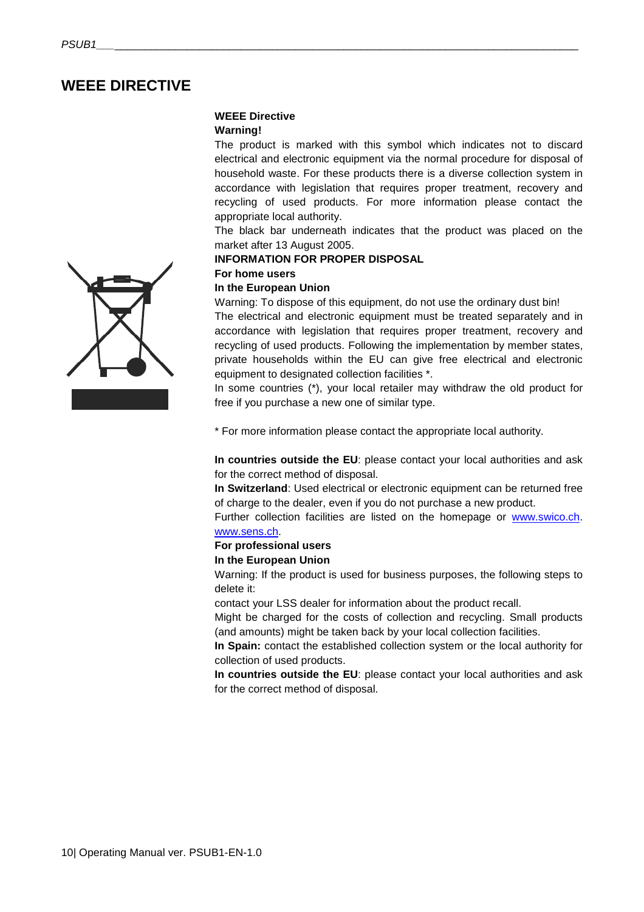# WEEE DIRECTIVE

**WEEE Directive**

**Warning!**

The product is marked with this symbol which indicates not to discard electrical and electronic equipment via the normal procedure for disposal of household waste. For these products there is a diverse collection system in accordance with legislation that requires proper treatment, recovery and recycling of used products. For more information please contact the appropriate local authority.

The black bar underneath indicates that the product was placed on the market after 13 August 2005.

**INFORMATION FOR PROPER DISPOSAL**

**For home users**

**In the European Union**

Warning: To dispose of this equipment, do not use the ordinary dust bin!

The electrical and electronic equipment must be treated separately and in accordance with legislation that requires proper treatment, recovery and recycling of used products. Following the implementation by member states, private households within the EU can give free electrical and electronic equipment to designated collection facilities *.

In some countries (*), your local retailer may withdraw the old product for free if you purchase a new one of similar type.

* For more information please contact the appropriate local authority.

**In countries outside the EU**: please contact your local authorities and ask for the correct method of disposal.

**In Switzerland**: Used electrical or electronic equipment can be returned free of charge to the dealer, even if you do not purchase a new product.

Further collection facilities are listed on the homepage or www.swico.ch. www.sens.ch.

**For professional users**

**In the European Union**

Warning: If the product is used for business purposes, the following steps to delete it:

contact your LSS dealer for information about the product recall.

Might be charged for the costs of collection and recycling. Small products (and amounts) might be taken back by your local collection facilities.

**In Spain:** contact the established collection system or the local authority for collection of used products.

**In countries outside the EU**: please contact your local authorities and ask for the correct method of disposal.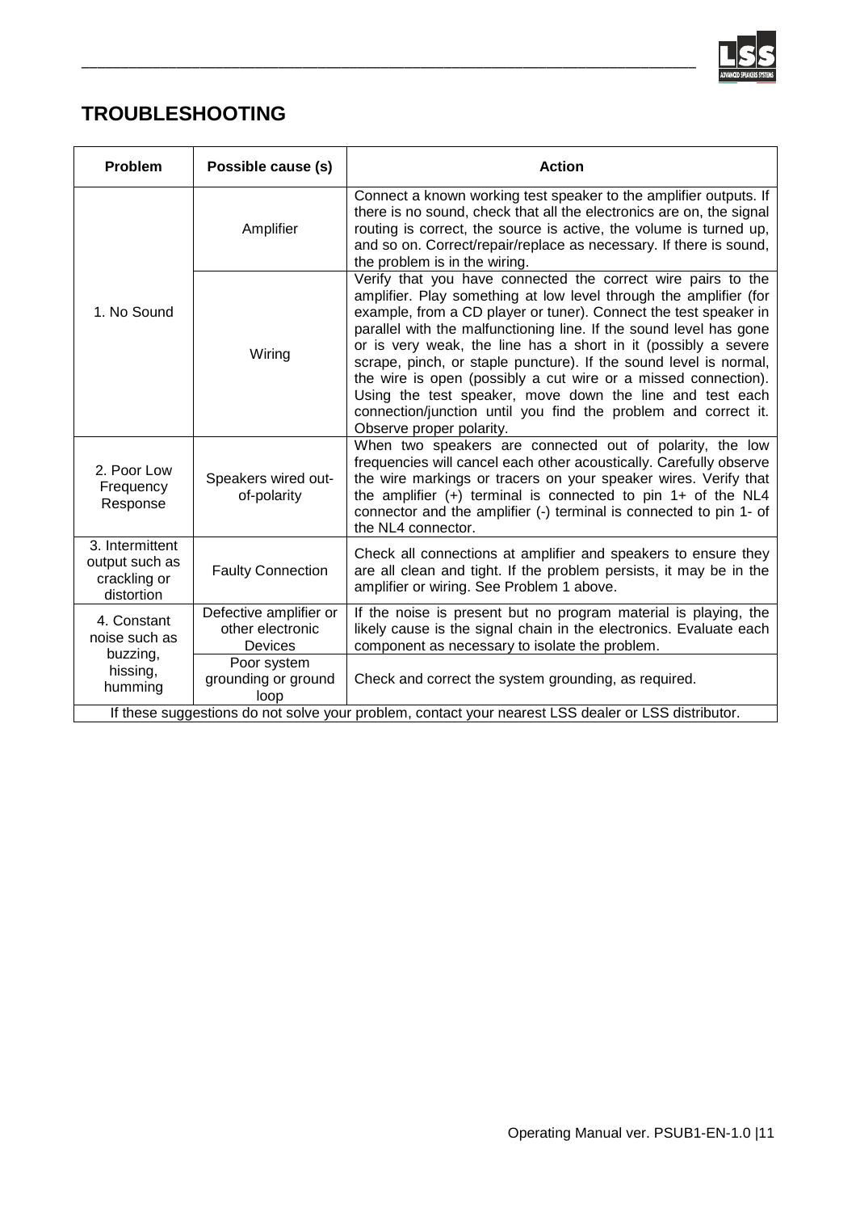## TROUBLESHOOTING

| Problem | Possible cause (s) | Action |
|---|---|---|
| 1. No Sound | Amplifier | Connect a known working test speaker to the amplifier outputs. If there is no sound, check that all the electronics are on, the signal routing is correct, the source is active, the volume is turned up, and so on. Correct/repair/replace as necessary. If there is sound, the problem is in the wiring. |
| | Wiring | Verify that you have connected the correct wire pairs to the amplifier. Play something at low level through the amplifier (for example, from a CD player or tuner). Connect the test speaker in parallel with the malfunctioning line. If the sound level has gone or is very weak, the line has a short in it (possibly a severe scrape, pinch, or staple puncture). If the sound level is normal, the wire is open (possibly a cut wire or a missed connection). Using the test speaker, move down the line and test each connection/junction until you find the problem and correct it. Observe proper polarity. |
| 2. Poor Low Frequency Response | Speakers wired out-of-polarity | When two speakers are connected out of polarity, the low frequencies will cancel each other acoustically. Carefully observe the wire markings or tracers on your speaker wires. Verify that the amplifier (+) terminal is connected to pin 1+ of the NL4 connector and the amplifier (-) terminal is connected to pin 1- of the NL4 connector. |
| 3. Intermittent output such as crackling or distortion | Faulty Connection | Check all connections at amplifier and speakers to ensure they are all clean and tight. If the problem persists, it may be in the amplifier or wiring. See Problem 1 above. |
| 4. Constant noise such as buzzing, hissing, humming | Defective amplifier or other electronic Devices | If the noise is present but no program material is playing, the likely cause is the signal chain in the electronics. Evaluate each component as necessary to isolate the problem. |
| | Poor system grounding or ground loop | Check and correct the system grounding, as required. |
| If these suggestions do not solve your problem, contact your nearest LSS dealer or LSS distributor. | | |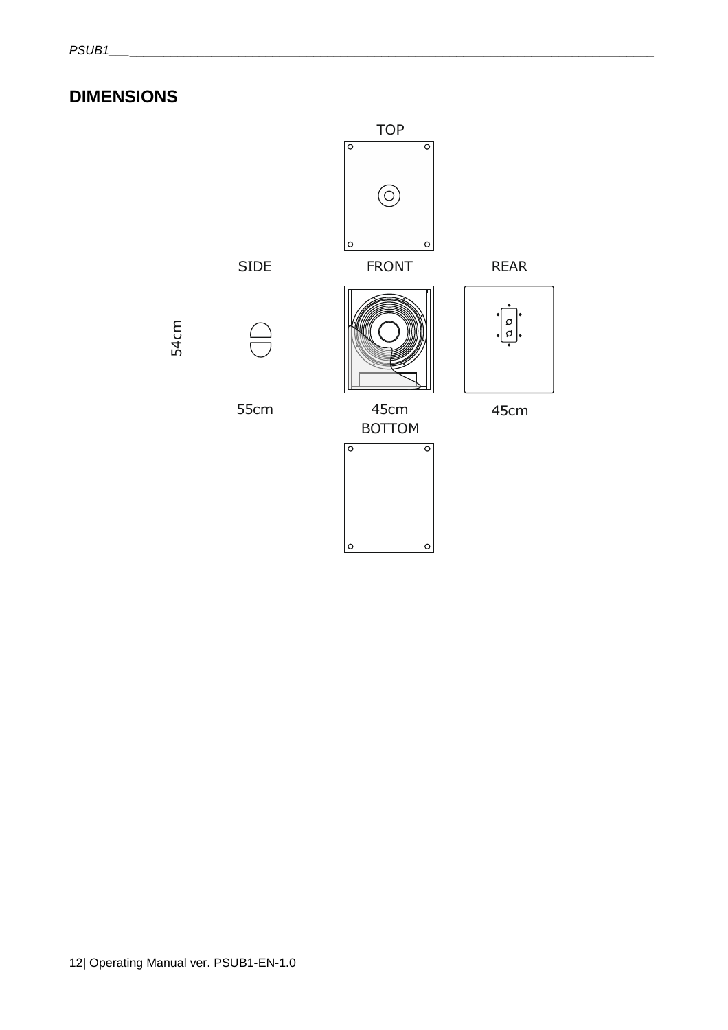## DIMENSIONS

TOP

SIDE

FRONT

REAR

54cm

55cm

45cm

45cm

BOTTOM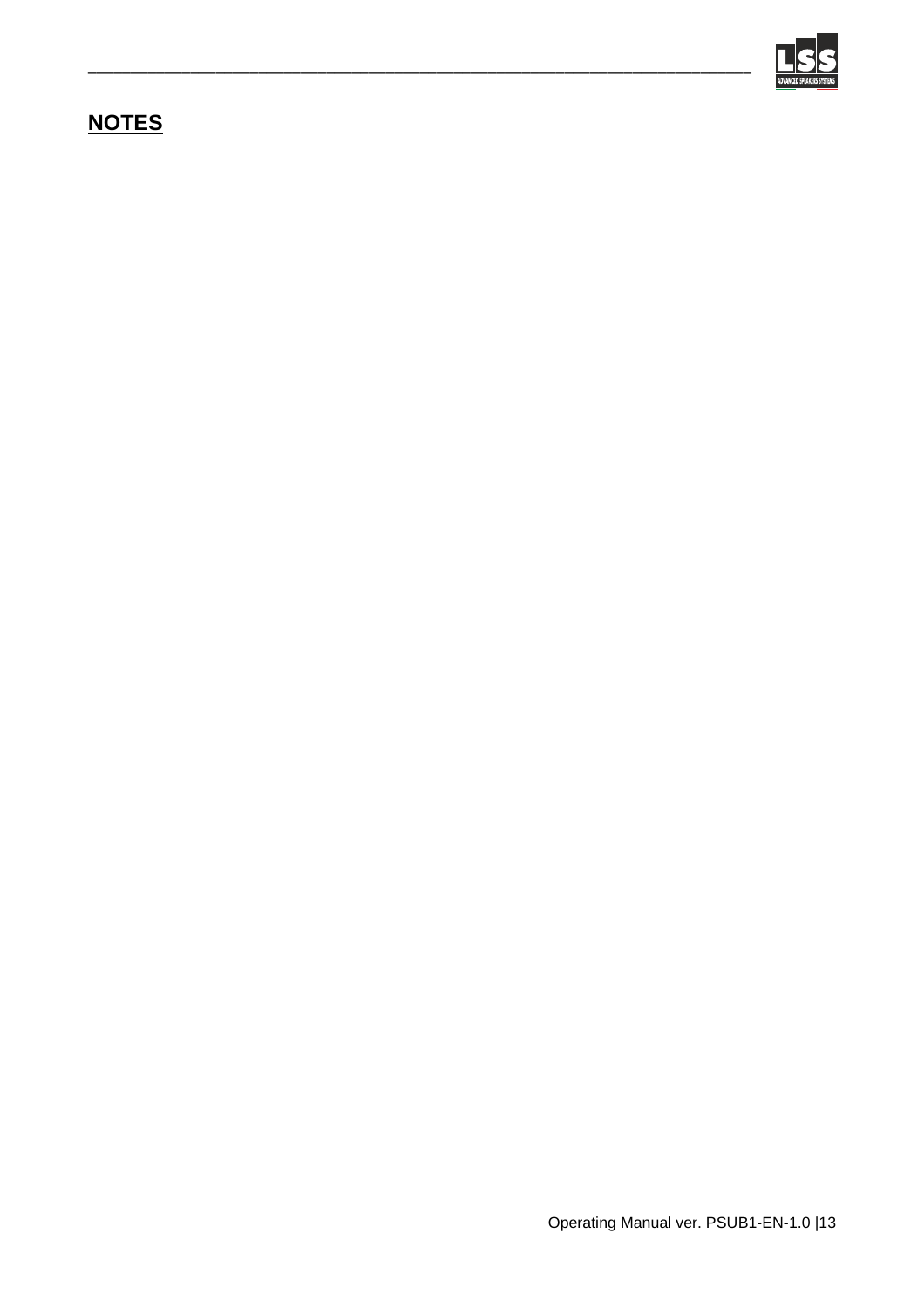## NOTES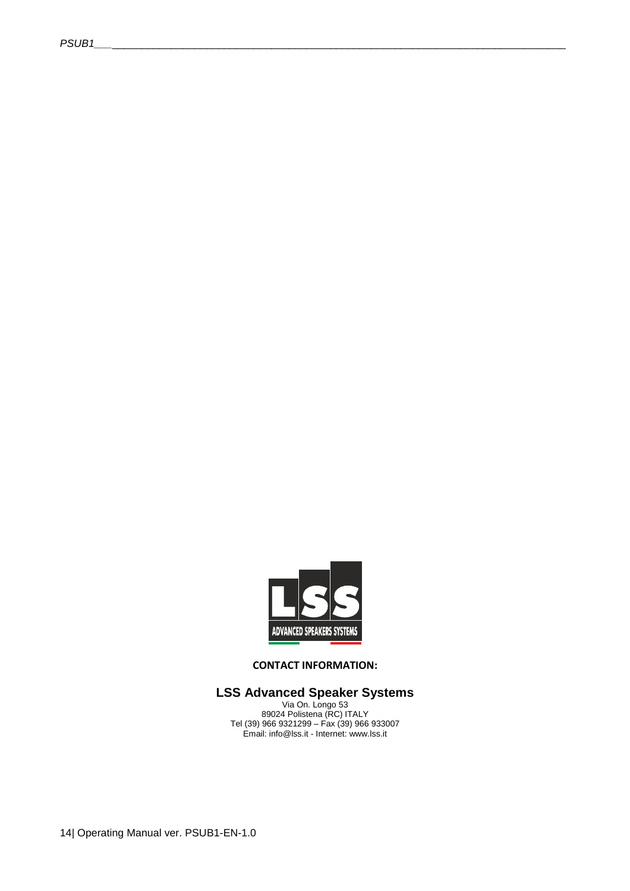**CONTACT INFORMATION:**

## LSS Advanced Speaker Systems

Via On. Longo 53
89024 Polistena (RC) ITALY
Tel (39) 966 9321299 – Fax (39) 966 933007
Email: info@lss.it - Internet: www.lss.it